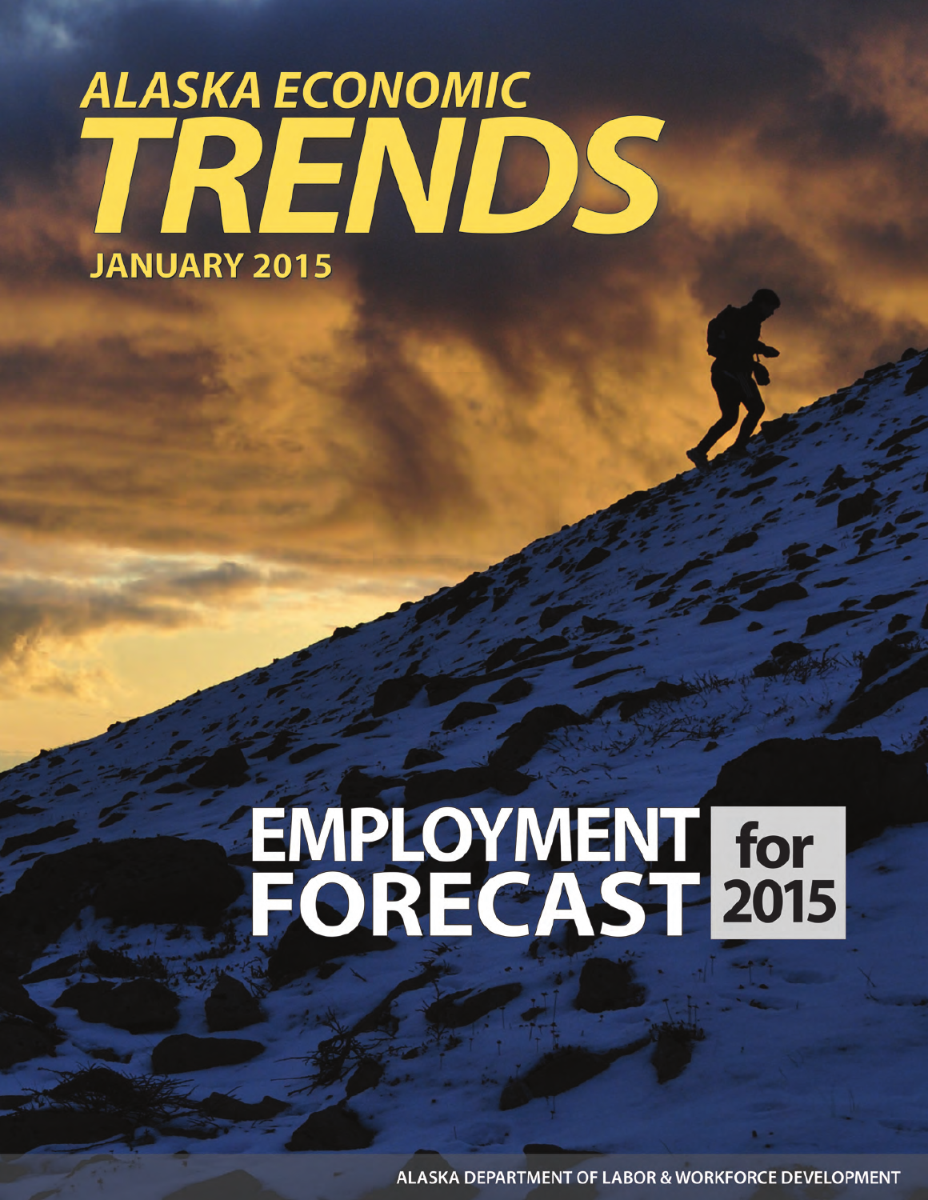# ALASKA ECONOMIC TRENDS

JANUARY 2015

# EMPLOYMENT FORECAST for 2015

ALASKA DEPARTMENT OF LABOR & WORKFORCE DEVELOPMENT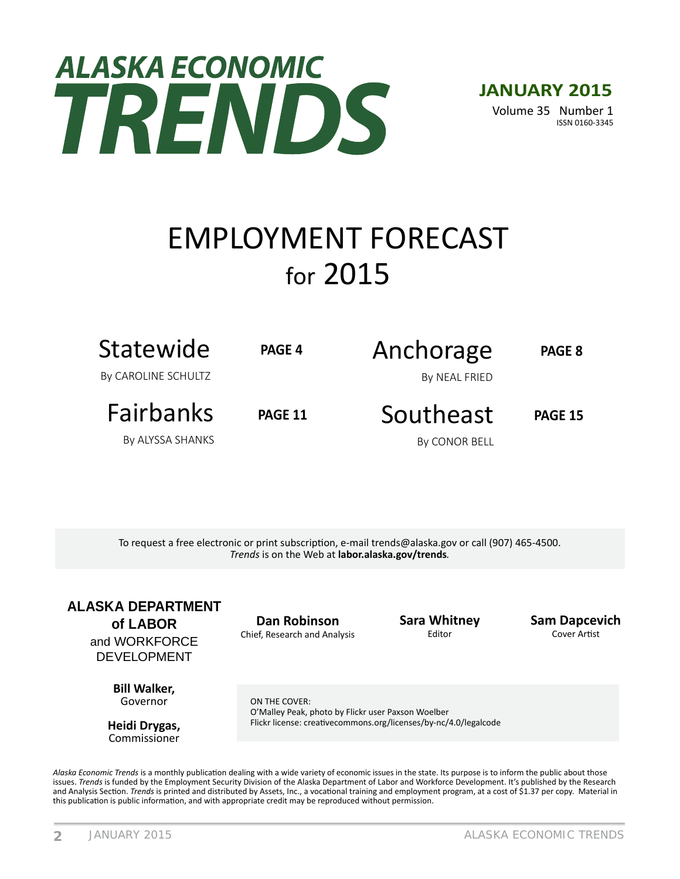# ALASKA ECONOMIC TRENDS

**JANUARY 2015**
Volume 35 Number 1
ISSN 0160-3345

## EMPLOYMENT FORECAST for 2015

**Statewide** — PAGE 4
By CAROLINE SCHULTZ

**Anchorage** — PAGE 8
By NEAL FRIED

**Fairbanks** — PAGE 11
By ALYSSA SHANKS

**Southeast** — PAGE 15
By CONOR BELL

To request a free electronic or print subscription, e-mail trends@alaska.gov or call (907) 465-4500.
*Trends* is on the Web at **labor.alaska.gov/trends**.

**ALASKA DEPARTMENT of LABOR** and WORKFORCE DEVELOPMENT

**Bill Walker,**
Governor

**Heidi Drygas,**
Commissioner

**Dan Robinson**
Chief, Research and Analysis

**Sara Whitney**
Editor

**Sam Dapcevich**
Cover Artist

ON THE COVER:
O'Malley Peak, photo by Flickr user Paxson Woelber
Flickr license: creativecommons.org/licenses/by-nc/4.0/legalcode

*Alaska Economic Trends* is a monthly publication dealing with a wide variety of economic issues in the state. Its purpose is to inform the public about those issues. *Trends* is funded by the Employment Security Division of the Alaska Department of Labor and Workforce Development. It's published by the Research and Analysis Section. *Trends* is printed and distributed by Assets, Inc., a vocational training and employment program, at a cost of $1.37 per copy. Material in this publication is public information, and with appropriate credit may be reproduced without permission.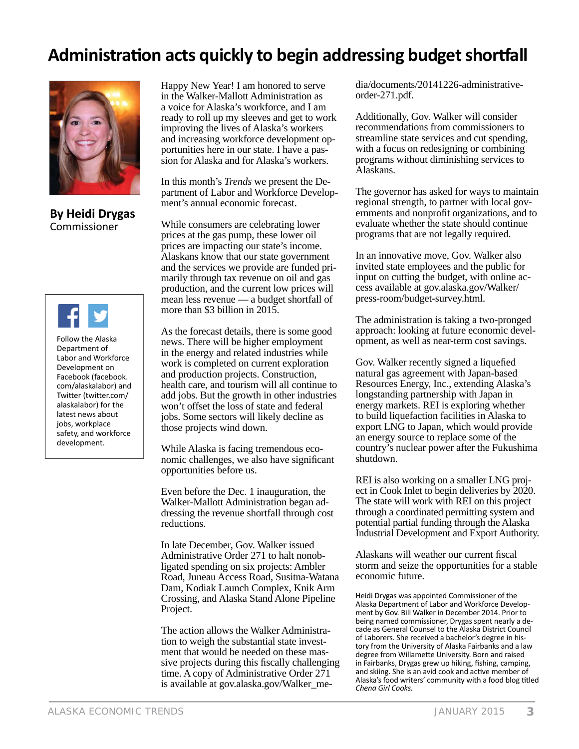# Administration acts quickly to begin addressing budget shortfall

**By Heidi Drygas**
Commissioner

Follow the Alaska Department of Labor and Workforce Development on Facebook (facebook.com/alaskalabor) and Twitter (twitter.com/alaskalabor) for the latest news about jobs, workplace safety, and workforce development.

Happy New Year! I am honored to serve in the Walker-Mallott Administration as a voice for Alaska's workforce, and I am ready to roll up my sleeves and get to work improving the lives of Alaska's workers and increasing workforce development opportunities here in our state. I have a passion for Alaska and for Alaska's workers.

In this month's *Trends* we present the Department of Labor and Workforce Development's annual economic forecast.

While consumers are celebrating lower prices at the gas pump, these lower oil prices are impacting our state's income. Alaskans know that our state government and the services we provide are funded primarily through tax revenue on oil and gas production, and the current low prices will mean less revenue — a budget shortfall of more than $3 billion in 2015.

As the forecast details, there is some good news. There will be higher employment in the energy and related industries while work is completed on current exploration and production projects. Construction, health care, and tourism will all continue to add jobs. But the growth in other industries won't offset the loss of state and federal jobs. Some sectors will likely decline as those projects wind down.

While Alaska is facing tremendous economic challenges, we also have significant opportunities before us.

Even before the Dec. 1 inauguration, the Walker-Mallott Administration began addressing the revenue shortfall through cost reductions.

In late December, Gov. Walker issued Administrative Order 271 to halt nonobligated spending on six projects: Ambler Road, Juneau Access Road, Susitna-Watana Dam, Kodiak Launch Complex, Knik Arm Crossing, and Alaska Stand Alone Pipeline Project.

The action allows the Walker Administration to weigh the substantial state investment that would be needed on these massive projects during this fiscally challenging time. A copy of Administrative Order 271 is available at gov.alaska.gov/Walker_media/documents/20141226-administrative-order-271.pdf.

Additionally, Gov. Walker will consider recommendations from commissioners to streamline state services and cut spending, with a focus on redesigning or combining programs without diminishing services to Alaskans.

The governor has asked for ways to maintain regional strength, to partner with local governments and nonprofit organizations, and to evaluate whether the state should continue programs that are not legally required.

In an innovative move, Gov. Walker also invited state employees and the public for input on cutting the budget, with online access available at gov.alaska.gov/Walker/press-room/budget-survey.html.

The administration is taking a two-pronged approach: looking at future economic development, as well as near-term cost savings.

Gov. Walker recently signed a liquefied natural gas agreement with Japan-based Resources Energy, Inc., extending Alaska's longstanding partnership with Japan in energy markets. REI is exploring whether to build liquefaction facilities in Alaska to export LNG to Japan, which would provide an energy source to replace some of the country's nuclear power after the Fukushima shutdown.

REI is also working on a smaller LNG project in Cook Inlet to begin deliveries by 2020. The state will work with REI on this project through a coordinated permitting system and potential partial funding through the Alaska Industrial Development and Export Authority.

Alaskans will weather our current fiscal storm and seize the opportunities for a stable economic future.

Heidi Drygas was appointed Commissioner of the Alaska Department of Labor and Workforce Development by Gov. Bill Walker in December 2014. Prior to being named commissioner, Drygas spent nearly a decade as General Counsel to the Alaska District Council of Laborers. She received a bachelor's degree in history from the University of Alaska Fairbanks and a law degree from Willamette University. Born and raised in Fairbanks, Drygas grew up hiking, fishing, camping, and skiing. She is an avid cook and active member of Alaska's food writers' community with a food blog titled *Chena Girl Cooks*.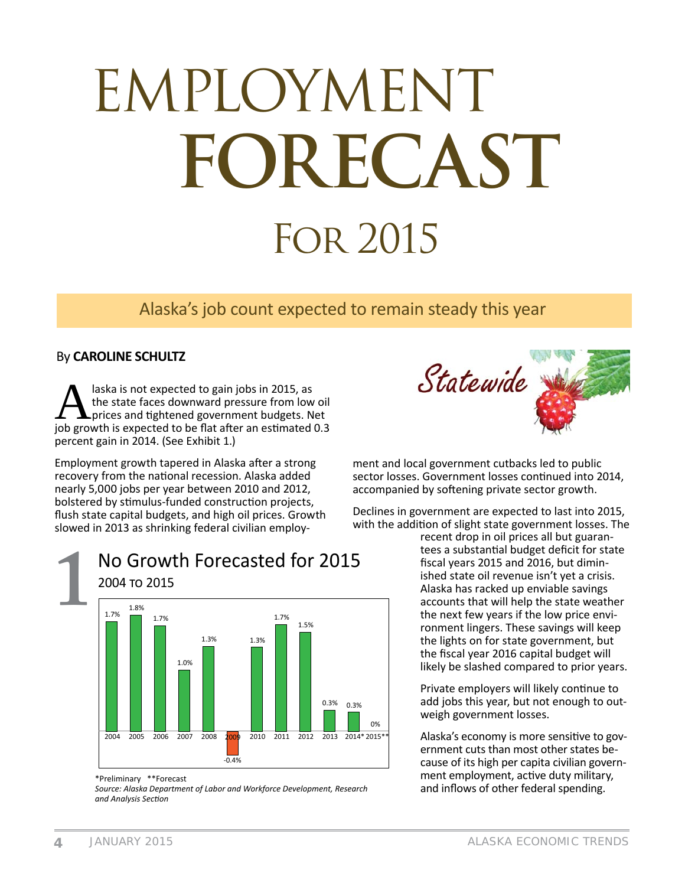# EMPLOYMENT FORECAST For 2015

## Alaska's job count expected to remain steady this year

By **CAROLINE SCHULTZ**

Statewide

Alaska is not expected to gain jobs in 2015, as the state faces downward pressure from low oil prices and tightened government budgets. Net job growth is expected to be flat after an estimated 0.3 percent gain in 2014. (See Exhibit 1.)

Employment growth tapered in Alaska after a strong recovery from the national recession. Alaska added nearly 5,000 jobs per year between 2010 and 2012, bolstered by stimulus-funded construction projects, flush state capital budgets, and high oil prices. Growth slowed in 2013 as shrinking federal civilian employment and local government cutbacks led to public sector losses. Government losses continued into 2014, accompanied by softening private sector growth.

Declines in government are expected to last into 2015, with the addition of slight state government losses. The recent drop in oil prices all but guarantees a substantial budget deficit for state fiscal years 2015 and 2016, but diminished state oil revenue isn't yet a crisis. Alaska has racked up enviable savings accounts that will help the state weather the next few years if the low price environment lingers. These savings will keep the lights on for state government, but the fiscal year 2016 capital budget will likely be slashed compared to prior years.

Private employers will likely continue to add jobs this year, but not enough to outweigh government losses.

Alaska's economy is more sensitive to government cuts than most other states because of its high per capita civilian government employment, active duty military, and inflows of other federal spending.

### 1 No Growth Forecasted for 2015
2004 to 2015

| Year | Growth |
|---|---|
| 2004 | 1.7% |
| 2005 | 1.8% |
| 2006 | 1.7% |
| 2007 | 1.0% |
| 2008 | 1.3% |
| 2009 | -0.4% |
| 2010 | 1.3% |
| 2011 | 1.7% |
| 2012 | 1.5% |
| 2013 | 0.3% |
| 2014* | 0.3% |
| 2015** | 0% |

\*Preliminary \*\*Forecast

*Source: Alaska Department of Labor and Workforce Development, Research and Analysis Section*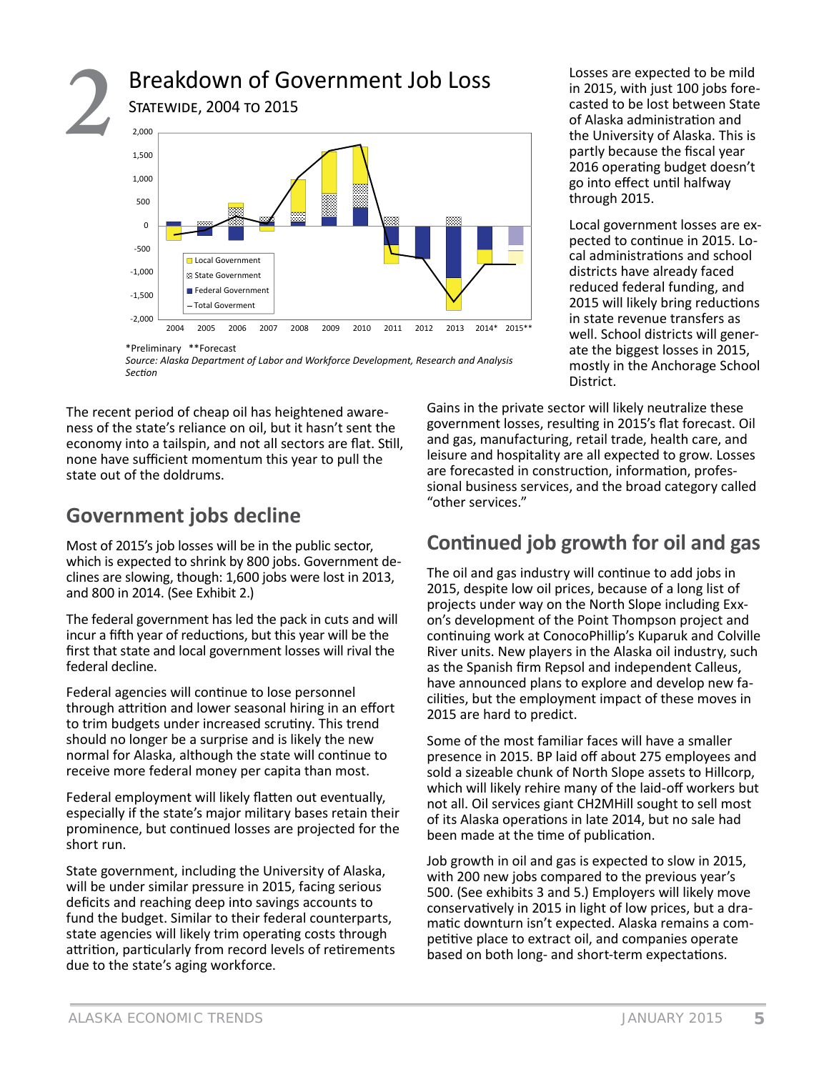## 2 Breakdown of Government Job Loss

Statewide, 2004 to 2015

*Preliminary **Forecast

*Source: Alaska Department of Labor and Workforce Development, Research and Analysis Section*

Losses are expected to be mild in 2015, with just 100 jobs forecasted to be lost between State of Alaska administration and the University of Alaska. This is partly because the fiscal year 2016 operating budget doesn't go into effect until halfway through 2015.

Local government losses are expected to continue in 2015. Local administrations and school districts have already faced reduced federal funding, and 2015 will likely bring reductions in state revenue transfers as well. School districts will generate the biggest losses in 2015, mostly in the Anchorage School District.

The recent period of cheap oil has heightened awareness of the state's reliance on oil, but it hasn't sent the economy into a tailspin, and not all sectors are flat. Still, none have sufficient momentum this year to pull the state out of the doldrums.

## Government jobs decline

Most of 2015's job losses will be in the public sector, which is expected to shrink by 800 jobs. Government declines are slowing, though: 1,600 jobs were lost in 2013, and 800 in 2014. (See Exhibit 2.)

The federal government has led the pack in cuts and will incur a fifth year of reductions, but this year will be the first that state and local government losses will rival the federal decline.

Federal agencies will continue to lose personnel through attrition and lower seasonal hiring in an effort to trim budgets under increased scrutiny. This trend should no longer be a surprise and is likely the new normal for Alaska, although the state will continue to receive more federal money per capita than most.

Federal employment will likely flatten out eventually, especially if the state's major military bases retain their prominence, but continued losses are projected for the short run.

State government, including the University of Alaska, will be under similar pressure in 2015, facing serious deficits and reaching deep into savings accounts to fund the budget. Similar to their federal counterparts, state agencies will likely trim operating costs through attrition, particularly from record levels of retirements due to the state's aging workforce.

Gains in the private sector will likely neutralize these government losses, resulting in 2015's flat forecast. Oil and gas, manufacturing, retail trade, health care, and leisure and hospitality are all expected to grow. Losses are forecasted in construction, information, professional business services, and the broad category called "other services."

## Continued job growth for oil and gas

The oil and gas industry will continue to add jobs in 2015, despite low oil prices, because of a long list of projects under way on the North Slope including Exxon's development of the Point Thompson project and continuing work at ConocoPhillip's Kuparuk and Colville River units. New players in the Alaska oil industry, such as the Spanish firm Repsol and independent Calleus, have announced plans to explore and develop new facilities, but the employment impact of these moves in 2015 are hard to predict.

Some of the most familiar faces will have a smaller presence in 2015. BP laid off about 275 employees and sold a sizeable chunk of North Slope assets to Hillcorp, which will likely rehire many of the laid-off workers but not all. Oil services giant CH2MHill sought to sell most of its Alaska operations in late 2014, but no sale had been made at the time of publication.

Job growth in oil and gas is expected to slow in 2015, with 200 new jobs compared to the previous year's 500. (See exhibits 3 and 5.) Employers will likely move conservatively in 2015 in light of low prices, but a dramatic downturn isn't expected. Alaska remains a competitive place to extract oil, and companies operate based on both long- and short-term expectations.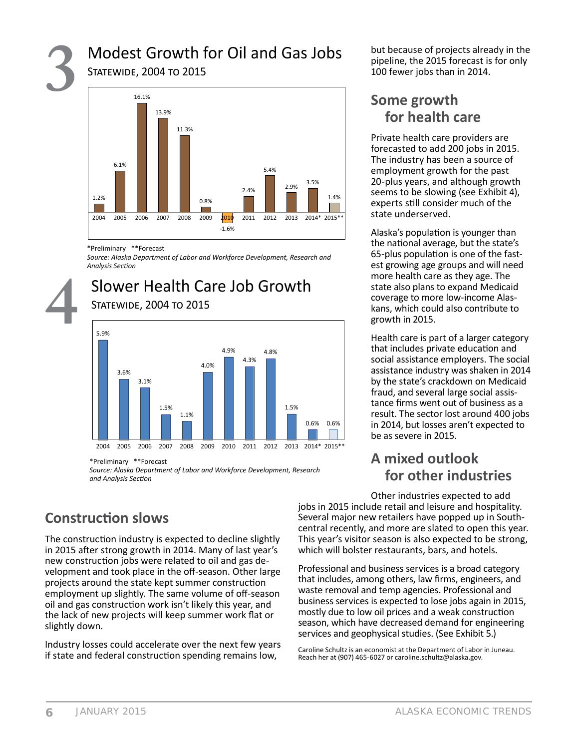## 3 Modest Growth for Oil and Gas Jobs

Statewide, 2004 to 2015

| Year | Growth |
|---|---|
| 2004 | 1.2% |
| 2005 | 6.1% |
| 2006 | 16.1% |
| 2007 | 13.9% |
| 2008 | 11.3% |
| 2009 | 0.8% |
| 2010 | -1.6% |
| 2011 | 2.4% |
| 2012 | 5.4% |
| 2013 | 2.9% |
| 2014* | 3.5% |
| 2015** | 1.4% |

*Preliminary **Forecast

*Source: Alaska Department of Labor and Workforce Development, Research and Analysis Section*

## 4 Slower Health Care Job Growth

Statewide, 2004 to 2015

| Year | Growth |
|---|---|
| 2004 | 5.9% |
| 2005 | 3.6% |
| 2006 | 3.1% |
| 2007 | 1.5% |
| 2008 | 1.1% |
| 2009 | 4.0% |
| 2010 | 4.9% |
| 2011 | 4.3% |
| 2012 | 4.8% |
| 2013 | 1.5% |
| 2014* | 0.6% |
| 2015** | 0.6% |

*Preliminary **Forecast

*Source: Alaska Department of Labor and Workforce Development, Research and Analysis Section*

## Construction slows

The construction industry is expected to decline slightly in 2015 after strong growth in 2014. Many of last year's new construction jobs were related to oil and gas development and took place in the off-season. Other large projects around the state kept summer construction employment up slightly. The same volume of off-season oil and gas construction work isn't likely this year, and the lack of new projects will keep summer work flat or slightly down.

Industry losses could accelerate over the next few years if state and federal construction spending remains low, but because of projects already in the pipeline, the 2015 forecast is for only 100 fewer jobs than in 2014.

## Some growth for health care

Private health care providers are forecasted to add 200 jobs in 2015. The industry has been a source of employment growth for the past 20-plus years, and although growth seems to be slowing (see Exhibit 4), experts still consider much of the state underserved.

Alaska's population is younger than the national average, but the state's 65-plus population is one of the fastest growing age groups and will need more health care as they age. The state also plans to expand Medicaid coverage to more low-income Alaskans, which could also contribute to growth in 2015.

Health care is part of a larger category that includes private education and social assistance employers. The social assistance industry was shaken in 2014 by the state's crackdown on Medicaid fraud, and several large social assistance firms went out of business as a result. The sector lost around 400 jobs in 2014, but losses aren't expected to be as severe in 2015.

## A mixed outlook for other industries

Other industries expected to add jobs in 2015 include retail and leisure and hospitality. Several major new retailers have popped up in Southcentral recently, and more are slated to open this year. This year's visitor season is also expected to be strong, which will bolster restaurants, bars, and hotels.

Professional and business services is a broad category that includes, among others, law firms, engineers, and waste removal and temp agencies. Professional and business services is expected to lose jobs again in 2015, mostly due to low oil prices and a weak construction season, which have decreased demand for engineering services and geophysical studies. (See Exhibit 5.)

Caroline Schultz is an economist at the Department of Labor in Juneau. Reach her at (907) 465-6027 or caroline.schultz@alaska.gov.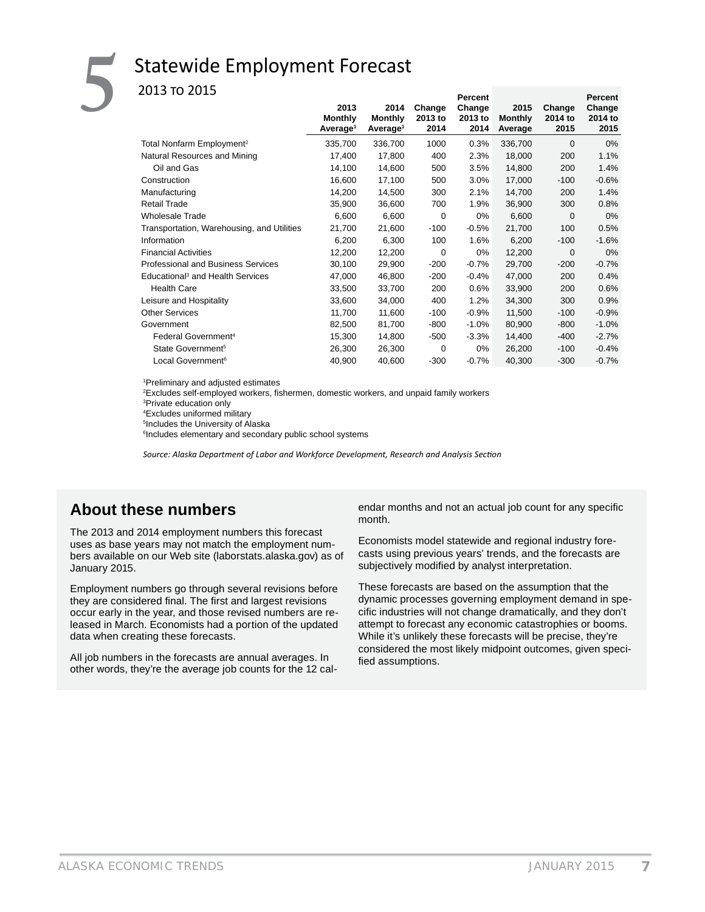# 5 Statewide Employment Forecast

## 2013 to 2015

| | 2013 Monthly Average[1] | 2014 Monthly Average[1] | Change 2013 to 2014 | Percent Change 2013 to 2014 | 2015 Monthly Average | Change 2014 to 2015 | Percent Change 2014 to 2015 |
|---|---|---|---|---|---|---|---|
| Total Nonfarm Employment[2] | 335,700 | 336,700 | 1000 | 0.3% | 336,700 | 0 | 0% |
| Natural Resources and Mining | 17,400 | 17,800 | 400 | 2.3% | 18,000 | 200 | 1.1% |
| Oil and Gas | 14,100 | 14,600 | 500 | 3.5% | 14,800 | 200 | 1.4% |
| Construction | 16,600 | 17,100 | 500 | 3.0% | 17,000 | -100 | -0.6% |
| Manufacturing | 14,200 | 14,500 | 300 | 2.1% | 14,700 | 200 | 1.4% |
| Retail Trade | 35,900 | 36,600 | 700 | 1.9% | 36,900 | 300 | 0.8% |
| Wholesale Trade | 6,600 | 6,600 | 0 | 0% | 6,600 | 0 | 0% |
| Transportation, Warehousing, and Utilities | 21,700 | 21,600 | -100 | -0.5% | 21,700 | 100 | 0.5% |
| Information | 6,200 | 6,300 | 100 | 1.6% | 6,200 | -100 | -1.6% |
| Financial Activities | 12,200 | 12,200 | 0 | 0% | 12,200 | 0 | 0% |
| Professional and Business Services | 30,100 | 29,900 | -200 | -0.7% | 29,700 | -200 | -0.7% |
| Educational[3] and Health Services | 47,000 | 46,800 | -200 | -0.4% | 47,000 | 200 | 0.4% |
| Health Care | 33,500 | 33,700 | 200 | 0.6% | 33,900 | 200 | 0.6% |
| Leisure and Hospitality | 33,600 | 34,000 | 400 | 1.2% | 34,300 | 300 | 0.9% |
| Other Services | 11,700 | 11,600 | -100 | -0.9% | 11,500 | -100 | -0.9% |
| Government | 82,500 | 81,700 | -800 | -1.0% | 80,900 | -800 | -1.0% |
| Federal Government[4] | 15,300 | 14,800 | -500 | -3.3% | 14,400 | -400 | -2.7% |
| State Government[5] | 26,300 | 26,300 | 0 | 0% | 26,200 | -100 | -0.4% |
| Local Government[6] | 40,900 | 40,600 | -300 | -0.7% | 40,300 | -300 | -0.7% |

[1]Preliminary and adjusted estimates
[2]Excludes self-employed workers, fishermen, domestic workers, and unpaid family workers
[3]Private education only
[4]Excludes uniformed military
[5]Includes the University of Alaska
[6]Includes elementary and secondary public school systems

*Source: Alaska Department of Labor and Workforce Development, Research and Analysis Section*

## About these numbers

The 2013 and 2014 employment numbers this forecast uses as base years may not match the employment numbers available on our Web site (laborstats.alaska.gov) as of January 2015.

Employment numbers go through several revisions before they are considered final. The first and largest revisions occur early in the year, and those revised numbers are released in March. Economists had a portion of the updated data when creating these forecasts.

All job numbers in the forecasts are annual averages. In other words, they're the average job counts for the 12 calendar months and not an actual job count for any specific month.

Economists model statewide and regional industry forecasts using previous years' trends, and the forecasts are subjectively modified by analyst interpretation.

These forecasts are based on the assumption that the dynamic processes governing employment demand in specific industries will not change dramatically, and they don't attempt to forecast any economic catastrophies or booms. While it's unlikely these forecasts will be precise, they're considered the most likely midpoint outcomes, given specified assumptions.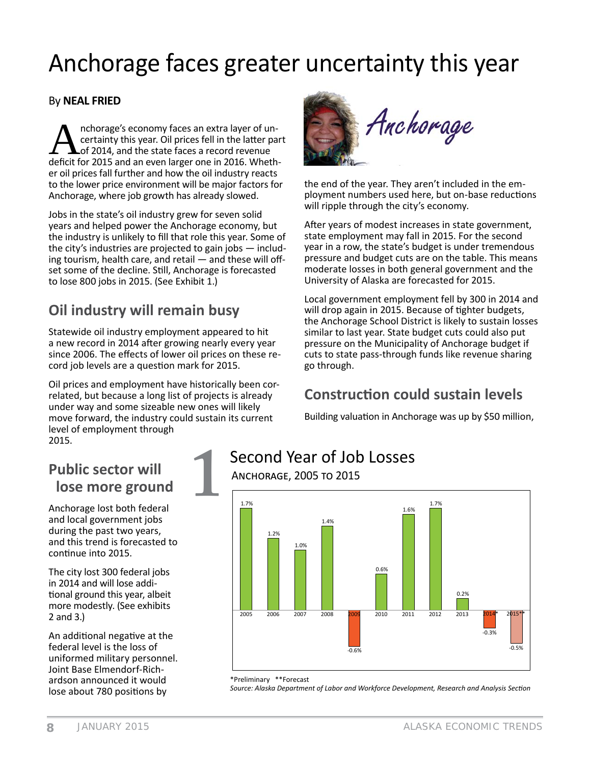# Anchorage faces greater uncertainty this year

By **NEAL FRIED**

Anchorage's economy faces an extra layer of uncertainty this year. Oil prices fell in the latter part of 2014, and the state faces a record revenue deficit for 2015 and an even larger one in 2016. Whether oil prices fall further and how the oil industry reacts to the lower price environment will be major factors for Anchorage, where job growth has already slowed.

Jobs in the state's oil industry grew for seven solid years and helped power the Anchorage economy, but the industry is unlikely to fill that role this year. Some of the city's industries are projected to gain jobs — including tourism, health care, and retail — and these will offset some of the decline. Still, Anchorage is forecasted to lose 800 jobs in 2015. (See Exhibit 1.)

## Oil industry will remain busy

Statewide oil industry employment appeared to hit a new record in 2014 after growing nearly every year since 2006. The effects of lower oil prices on these record job levels are a question mark for 2015.

Oil prices and employment have historically been correlated, but because a long list of projects is already under way and some sizeable new ones will likely move forward, the industry could sustain its current level of employment through 2015.

## Public sector will lose more ground

Anchorage lost both federal and local government jobs during the past two years, and this trend is forecasted to continue into 2015.

The city lost 300 federal jobs in 2014 and will lose additional ground this year, albeit more modestly. (See exhibits 2 and 3.)

An additional negative at the federal level is the loss of uniformed military personnel. Joint Base Elmendorf-Richardson announced it would lose about 780 positions by the end of the year. They aren't included in the employment numbers used here, but on-base reductions will ripple through the city's economy.

After years of modest increases in state government, state employment may fall in 2015. For the second year in a row, the state's budget is under tremendous pressure and budget cuts are on the table. This means moderate losses in both general government and the University of Alaska are forecasted for 2015.

Local government employment fell by 300 in 2014 and will drop again in 2015. Because of tighter budgets, the Anchorage School District is likely to sustain losses similar to last year. State budget cuts could also put pressure on the Municipality of Anchorage budget if cuts to state pass-through funds like revenue sharing go through.

## Construction could sustain levels

Building valuation in Anchorage was up by $50 million,

### 1 Second Year of Job Losses
Anchorage, 2005 to 2015

| Year | Percent change |
|---|---|
| 2005 | 1.7% |
| 2006 | 1.2% |
| 2007 | 1.0% |
| 2008 | 1.4% |
| 2009 | -0.6% |
| 2010 | 0.6% |
| 2011 | 1.6% |
| 2012 | 1.7% |
| 2013 | 0.2% |
| 2014* | -0.3% |
| 2015** | -0.5% |

*Preliminary **Forecast

*Source: Alaska Department of Labor and Workforce Development, Research and Analysis Section*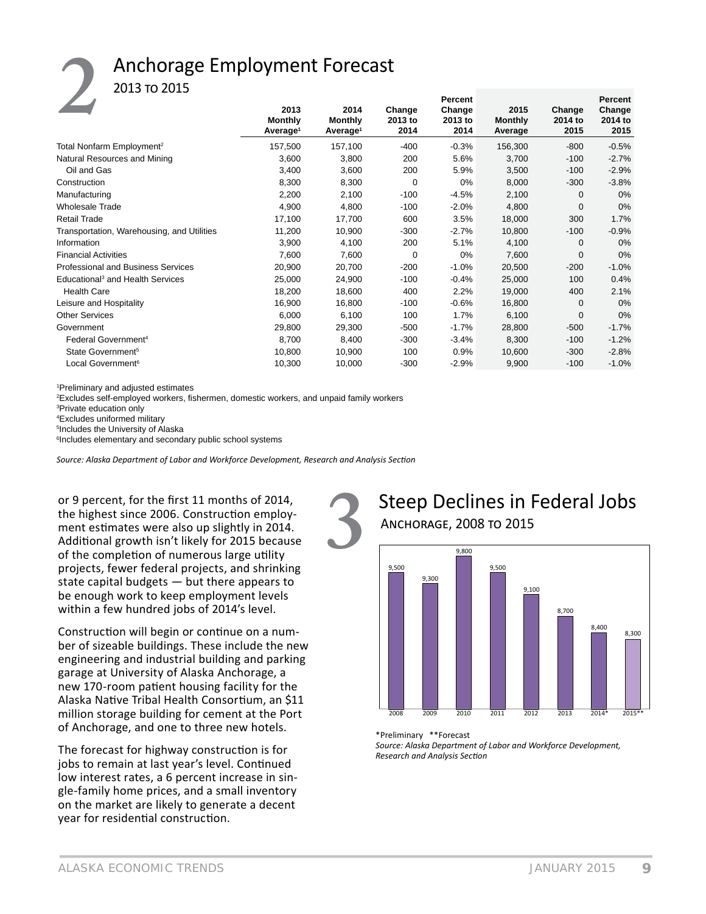## 2 Anchorage Employment Forecast

2013 to 2015

| | 2013 Monthly Average[1] | 2014 Monthly Average[1] | Change 2013 to 2014 | Percent Change 2013 to 2014 | 2015 Monthly Average | Change 2014 to 2015 | Percent Change 2014 to 2015 |
|---|---|---|---|---|---|---|---|
| Total Nonfarm Employment[2] | 157,500 | 157,100 | -400 | -0.3% | 156,300 | -800 | -0.5% |
| Natural Resources and Mining | 3,600 | 3,800 | 200 | 5.6% | 3,700 | -100 | -2.7% |
| Oil and Gas | 3,400 | 3,600 | 200 | 5.9% | 3,500 | -100 | -2.9% |
| Construction | 8,300 | 8,300 | 0 | 0% | 8,000 | -300 | -3.8% |
| Manufacturing | 2,200 | 2,100 | -100 | -4.5% | 2,100 | 0 | 0% |
| Wholesale Trade | 4,900 | 4,800 | -100 | -2.0% | 4,800 | 0 | 0% |
| Retail Trade | 17,100 | 17,700 | 600 | 3.5% | 18,000 | 300 | 1.7% |
| Transportation, Warehousing, and Utilities | 11,200 | 10,900 | -300 | -2.7% | 10,800 | -100 | -0.9% |
| Information | 3,900 | 4,100 | 200 | 5.1% | 4,100 | 0 | 0% |
| Financial Activities | 7,600 | 7,600 | 0 | 0% | 7,600 | 0 | 0% |
| Professional and Business Services | 20,900 | 20,700 | -200 | -1.0% | 20,500 | -200 | -1.0% |
| Educational[3] and Health Services | 25,000 | 24,900 | -100 | -0.4% | 25,000 | 100 | 0.4% |
| Health Care | 18,200 | 18,600 | 400 | 2.2% | 19,000 | 400 | 2.1% |
| Leisure and Hospitality | 16,900 | 16,800 | -100 | -0.6% | 16,800 | 0 | 0% |
| Other Services | 6,000 | 6,100 | 100 | 1.7% | 6,100 | 0 | 0% |
| Government | 29,800 | 29,300 | -500 | -1.7% | 28,800 | -500 | -1.7% |
| Federal Government[4] | 8,700 | 8,400 | -300 | -3.4% | 8,300 | -100 | -1.2% |
| State Government[5] | 10,800 | 10,900 | 100 | 0.9% | 10,600 | -300 | -2.8% |
| Local Government[6] | 10,300 | 10,000 | -300 | -2.9% | 9,900 | -100 | -1.0% |

[1]Preliminary and adjusted estimates
[2]Excludes self-employed workers, fishermen, domestic workers, and unpaid family workers
[3]Private education only
[4]Excludes uniformed military
[5]Includes the University of Alaska
[6]Includes elementary and secondary public school systems

*Source: Alaska Department of Labor and Workforce Development, Research and Analysis Section*

or 9 percent, for the first 11 months of 2014, the highest since 2006. Construction employment estimates were also up slightly in 2014. Additional growth isn't likely for 2015 because of the completion of numerous large utility projects, fewer federal projects, and shrinking state capital budgets — but there appears to be enough work to keep employment levels within a few hundred jobs of 2014's level.

Construction will begin or continue on a number of sizeable buildings. These include the new engineering and industrial building and parking garage at University of Alaska Anchorage, a new 170-room patient housing facility for the Alaska Native Tribal Health Consortium, an $11 million storage building for cement at the Port of Anchorage, and one to three new hotels.

The forecast for highway construction is for jobs to remain at last year's level. Continued low interest rates, a 6 percent increase in single-family home prices, and a small inventory on the market are likely to generate a decent year for residential construction.

## 3 Steep Declines in Federal Jobs

Anchorage, 2008 to 2015

| Year | Federal Jobs |
|---|---|
| 2008 | 9,500 |
| 2009 | 9,300 |
| 2010 | 9,800 |
| 2011 | 9,500 |
| 2012 | 9,100 |
| 2013 | 8,700 |
| 2014* | 8,400 |
| 2015** | 8,300 |

*Preliminary **Forecast

*Source: Alaska Department of Labor and Workforce Development, Research and Analysis Section*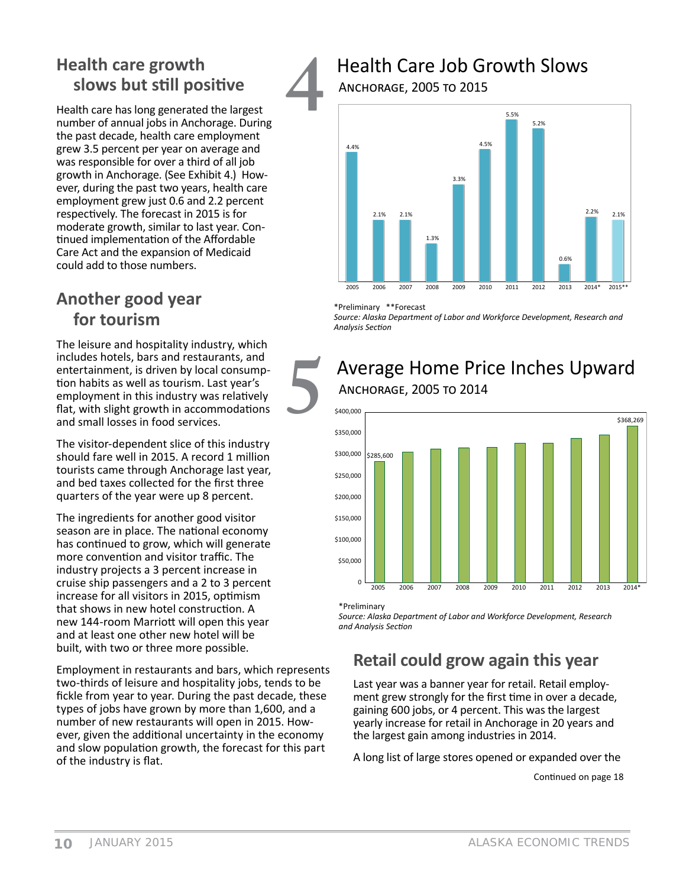## Health care growth slows but still positive

Health care has long generated the largest number of annual jobs in Anchorage. During the past decade, health care employment grew 3.5 percent per year on average and was responsible for over a third of all job growth in Anchorage. (See Exhibit 4.) However, during the past two years, health care employment grew just 0.6 and 2.2 percent respectively. The forecast in 2015 is for moderate growth, similar to last year. Continued implementation of the Affordable Care Act and the expansion of Medicaid could add to those numbers.

## Another good year for tourism

The leisure and hospitality industry, which includes hotels, bars and restaurants, and entertainment, is driven by local consumption habits as well as tourism. Last year's employment in this industry was relatively flat, with slight growth in accommodations and small losses in food services.

The visitor-dependent slice of this industry should fare well in 2015. A record 1 million tourists came through Anchorage last year, and bed taxes collected for the first three quarters of the year were up 8 percent.

The ingredients for another good visitor season are in place. The national economy has continued to grow, which will generate more convention and visitor traffic. The industry projects a 3 percent increase in cruise ship passengers and a 2 to 3 percent increase for all visitors in 2015, optimism that shows in new hotel construction. A new 144-room Marriott will open this year and at least one other new hotel will be built, with two or three more possible.

Employment in restaurants and bars, which represents two-thirds of leisure and hospitality jobs, tends to be fickle from year to year. During the past decade, these types of jobs have grown by more than 1,600, and a number of new restaurants will open in 2015. However, given the additional uncertainty in the economy and slow population growth, the forecast for this part of the industry is flat.

### 4 Health Care Job Growth Slows

Anchorage, 2005 to 2015

| Year | Growth |
|---|---|
| 2005 | 4.4% |
| 2006 | 2.1% |
| 2007 | 2.1% |
| 2008 | 1.3% |
| 2009 | 3.3% |
| 2010 | 4.5% |
| 2011 | 5.5% |
| 2012 | 5.2% |
| 2013 | 0.6% |
| 2014* | 2.2% |
| 2015** | 2.1% |

*Preliminary **Forecast

*Source: Alaska Department of Labor and Workforce Development, Research and Analysis Section*

### 5 Average Home Price Inches Upward

Anchorage, 2005 to 2014

| Year | Average Home Price |
|---|---|
| 2005 | $285,600 |
| 2014* | $368,269 |

*Preliminary

*Source: Alaska Department of Labor and Workforce Development, Research and Analysis Section*

## Retail could grow again this year

Last year was a banner year for retail. Retail employment grew strongly for the first time in over a decade, gaining 600 jobs, or 4 percent. This was the largest yearly increase for retail in Anchorage in 20 years and the largest gain among industries in 2014.

A long list of large stores opened or expanded over the

Continued on page 18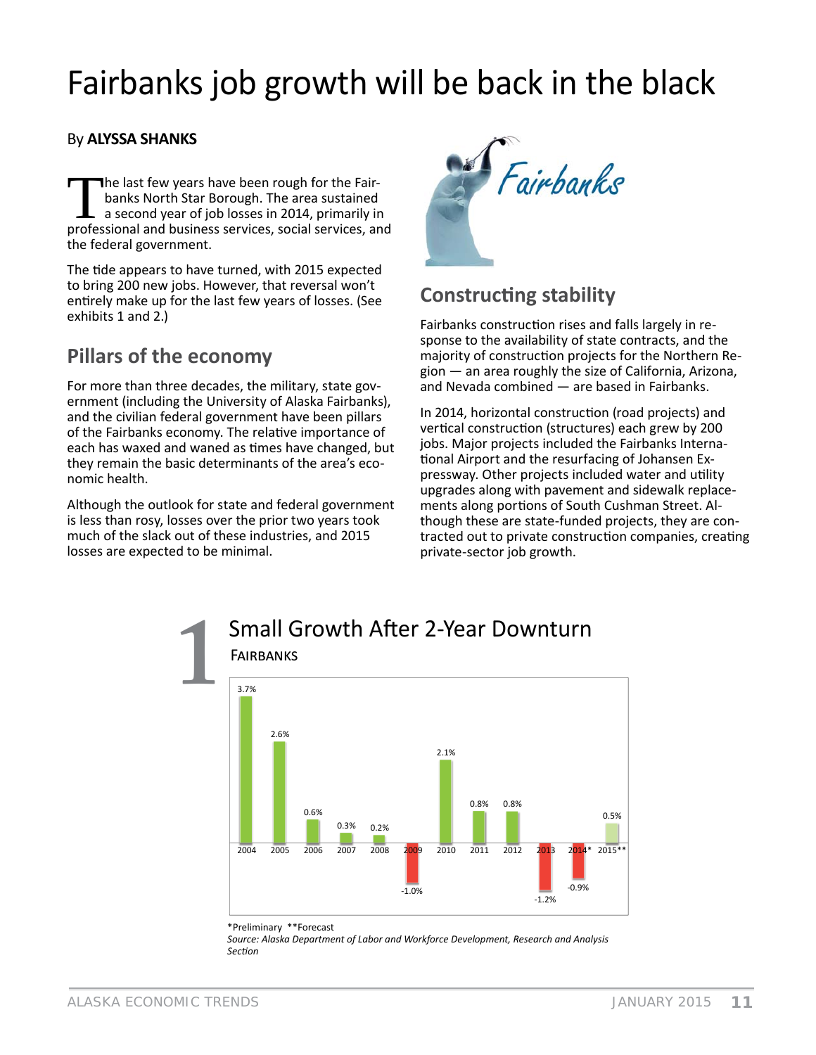# Fairbanks job growth will be back in the black

By **ALYSSA SHANKS**

The last few years have been rough for the Fairbanks North Star Borough. The area sustained a second year of job losses in 2014, primarily in professional and business services, social services, and the federal government.

The tide appears to have turned, with 2015 expected to bring 200 new jobs. However, that reversal won't entirely make up for the last few years of losses. (See exhibits 1 and 2.)

## Pillars of the economy

For more than three decades, the military, state government (including the University of Alaska Fairbanks), and the civilian federal government have been pillars of the Fairbanks economy. The relative importance of each has waxed and waned as times have changed, but they remain the basic determinants of the area's economic health.

Although the outlook for state and federal government is less than rosy, losses over the prior two years took much of the slack out of these industries, and 2015 losses are expected to be minimal.

## Constructing stability

Fairbanks construction rises and falls largely in response to the availability of state contracts, and the majority of construction projects for the Northern Region — an area roughly the size of California, Arizona, and Nevada combined — are based in Fairbanks.

In 2014, horizontal construction (road projects) and vertical construction (structures) each grew by 200 jobs. Major projects included the Fairbanks International Airport and the resurfacing of Johansen Expressway. Other projects included water and utility upgrades along with pavement and sidewalk replacements along portions of South Cushman Street. Although these are state-funded projects, they are contracted out to private construction companies, creating private-sector job growth.

## 1 Small Growth After 2-Year Downturn

FAIRBANKS

| Year | Job growth |
|---|---|
| 2004 | 3.7% |
| 2005 | 2.6% |
| 2006 | 0.6% |
| 2007 | 0.3% |
| 2008 | 0.2% |
| 2009 | -1.0% |
| 2010 | 2.1% |
| 2011 | 0.8% |
| 2012 | 0.8% |
| 2013 | -1.2% |
| 2014* | -0.9% |
| 2015** | 0.5% |

*Preliminary **Forecast

*Source: Alaska Department of Labor and Workforce Development, Research and Analysis Section*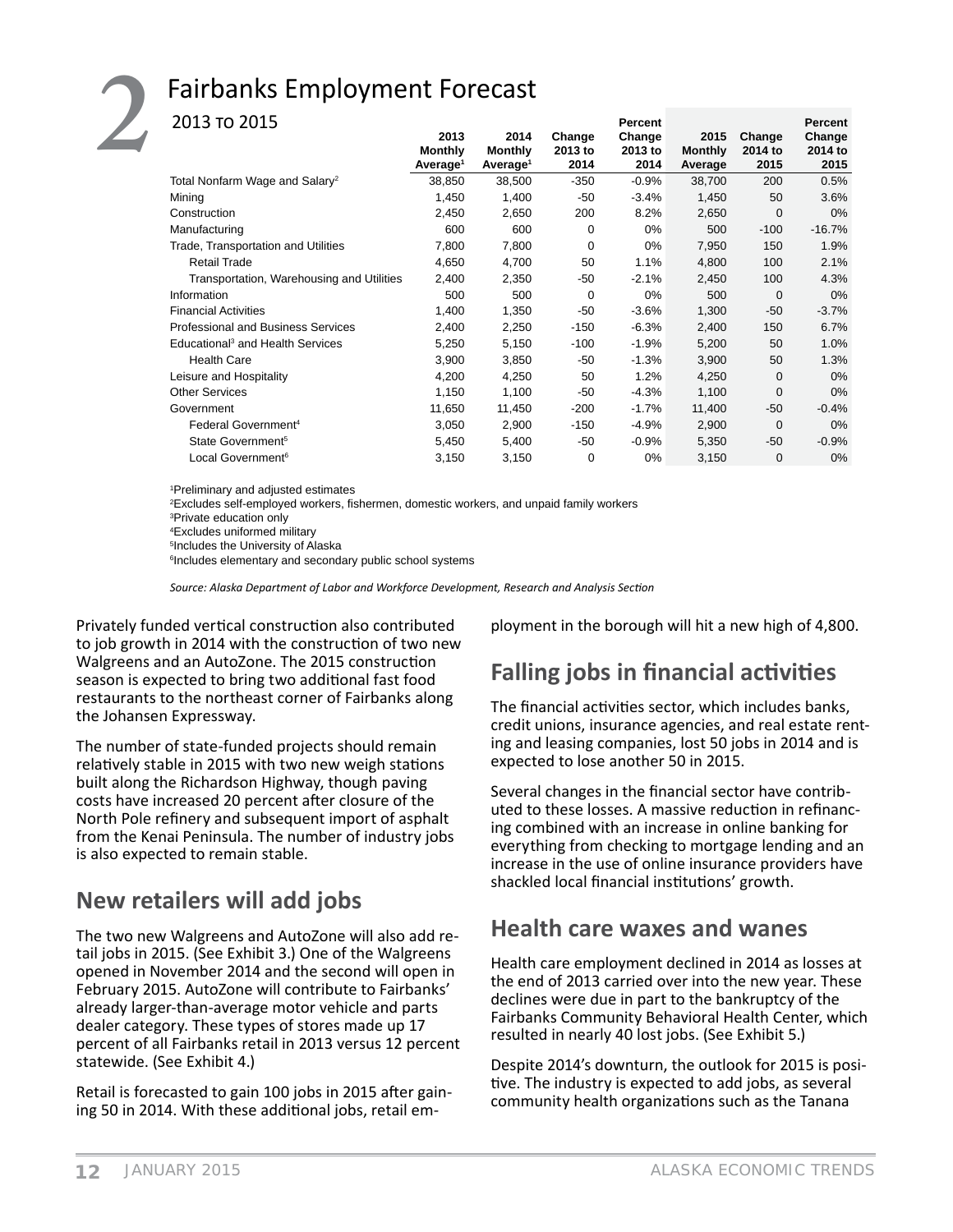# 2 Fairbanks Employment Forecast

2013 to 2015

| | 2013 Monthly Average[1] | 2014 Monthly Average[1] | Change 2013 to 2014 | Percent Change 2013 to 2014 | 2015 Monthly Average | Change 2014 to 2015 | Percent Change 2014 to 2015 |
|---|---|---|---|---|---|---|---|
| Total Nonfarm Wage and Salary[2] | 38,850 | 38,500 | -350 | -0.9% | 38,700 | 200 | 0.5% |
| Mining | 1,450 | 1,400 | -50 | -3.4% | 1,450 | 50 | 3.6% |
| Construction | 2,450 | 2,650 | 200 | 8.2% | 2,650 | 0 | 0% |
| Manufacturing | 600 | 600 | 0 | 0% | 500 | -100 | -16.7% |
| Trade, Transportation and Utilities | 7,800 | 7,800 | 0 | 0% | 7,950 | 150 | 1.9% |
| Retail Trade | 4,650 | 4,700 | 50 | 1.1% | 4,800 | 100 | 2.1% |
| Transportation, Warehousing and Utilities | 2,400 | 2,350 | -50 | -2.1% | 2,450 | 100 | 4.3% |
| Information | 500 | 500 | 0 | 0% | 500 | 0 | 0% |
| Financial Activities | 1,400 | 1,350 | -50 | -3.6% | 1,300 | -50 | -3.7% |
| Professional and Business Services | 2,400 | 2,250 | -150 | -6.3% | 2,400 | 150 | 6.7% |
| Educational[3] and Health Services | 5,250 | 5,150 | -100 | -1.9% | 5,200 | 50 | 1.0% |
| Health Care | 3,900 | 3,850 | -50 | -1.3% | 3,900 | 50 | 1.3% |
| Leisure and Hospitality | 4,200 | 4,250 | 50 | 1.2% | 4,250 | 0 | 0% |
| Other Services | 1,150 | 1,100 | -50 | -4.3% | 1,100 | 0 | 0% |
| Government | 11,650 | 11,450 | -200 | -1.7% | 11,400 | -50 | -0.4% |
| Federal Government[4] | 3,050 | 2,900 | -150 | -4.9% | 2,900 | 0 | 0% |
| State Government[5] | 5,450 | 5,400 | -50 | -0.9% | 5,350 | -50 | -0.9% |
| Local Government[6] | 3,150 | 3,150 | 0 | 0% | 3,150 | 0 | 0% |

[1]Preliminary and adjusted estimates
[2]Excludes self-employed workers, fishermen, domestic workers, and unpaid family workers
[3]Private education only
[4]Excludes uniformed military
[5]Includes the University of Alaska
[6]Includes elementary and secondary public school systems

*Source: Alaska Department of Labor and Workforce Development, Research and Analysis Section*

Privately funded vertical construction also contributed to job growth in 2014 with the construction of two new Walgreens and an AutoZone. The 2015 construction season is expected to bring two additional fast food restaurants to the northeast corner of Fairbanks along the Johansen Expressway.

The number of state-funded projects should remain relatively stable in 2015 with two new weigh stations built along the Richardson Highway, though paving costs have increased 20 percent after closure of the North Pole refinery and subsequent import of asphalt from the Kenai Peninsula. The number of industry jobs is also expected to remain stable.

## New retailers will add jobs

The two new Walgreens and AutoZone will also add retail jobs in 2015. (See Exhibit 3.) One of the Walgreens opened in November 2014 and the second will open in February 2015. AutoZone will contribute to Fairbanks' already larger-than-average motor vehicle and parts dealer category. These types of stores made up 17 percent of all Fairbanks retail in 2013 versus 12 percent statewide. (See Exhibit 4.)

Retail is forecasted to gain 100 jobs in 2015 after gaining 50 in 2014. With these additional jobs, retail employment in the borough will hit a new high of 4,800.

## Falling jobs in financial activities

The financial activities sector, which includes banks, credit unions, insurance agencies, and real estate renting and leasing companies, lost 50 jobs in 2014 and is expected to lose another 50 in 2015.

Several changes in the financial sector have contributed to these losses. A massive reduction in refinancing combined with an increase in online banking for everything from checking to mortgage lending and an increase in the use of online insurance providers have shackled local financial institutions' growth.

## Health care waxes and wanes

Health care employment declined in 2014 as losses at the end of 2013 carried over into the new year. These declines were due in part to the bankruptcy of the Fairbanks Community Behavioral Health Center, which resulted in nearly 40 lost jobs. (See Exhibit 5.)

Despite 2014's downturn, the outlook for 2015 is positive. The industry is expected to add jobs, as several community health organizations such as the Tanana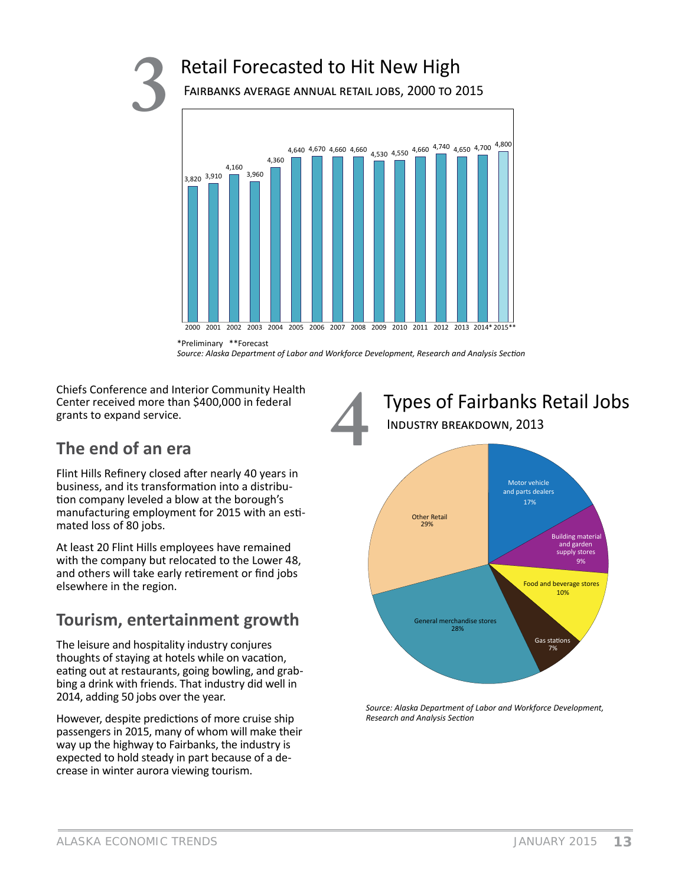## 3 Retail Forecasted to Hit New High

FAIRBANKS AVERAGE ANNUAL RETAIL JOBS, 2000 TO 2015

| Year | Jobs |
|---|---|
| 2000 | 3,820 |
| 2001 | 3,910 |
| 2002 | 4,160 |
| 2003 | 3,960 |
| 2004 | 4,360 |
| 2005 | 4,640 |
| 2006 | 4,670 |
| 2007 | 4,660 |
| 2008 | 4,660 |
| 2009 | 4,530 |
| 2010 | 4,550 |
| 2011 | 4,660 |
| 2012 | 4,740 |
| 2013 | 4,650 |
| 2014* | 4,700 |
| 2015** | 4,800 |

*Preliminary **Forecast

*Source: Alaska Department of Labor and Workforce Development, Research and Analysis Section*

Chiefs Conference and Interior Community Health Center received more than $400,000 in federal grants to expand service.

### The end of an era

Flint Hills Refinery closed after nearly 40 years in business, and its transformation into a distribution company leveled a blow at the borough's manufacturing employment for 2015 with an estimated loss of 80 jobs.

At least 20 Flint Hills employees have remained with the company but relocated to the Lower 48, and others will take early retirement or find jobs elsewhere in the region.

### Tourism, entertainment growth

The leisure and hospitality industry conjures thoughts of staying at hotels while on vacation, eating out at restaurants, going bowling, and grabbing a drink with friends. That industry did well in 2014, adding 50 jobs over the year.

However, despite predictions of more cruise ship passengers in 2015, many of whom will make their way up the highway to Fairbanks, the industry is expected to hold steady in part because of a decrease in winter aurora viewing tourism.

## 4 Types of Fairbanks Retail Jobs

INDUSTRY BREAKDOWN, 2013

| Industry | Share |
|---|---|
| Motor vehicle and parts dealers | 17% |
| Building material and garden supply stores | 9% |
| Food and beverage stores | 10% |
| Gas stations | 7% |
| General merchandise stores | 28% |
| Other Retail | 29% |

*Source: Alaska Department of Labor and Workforce Development, Research and Analysis Section*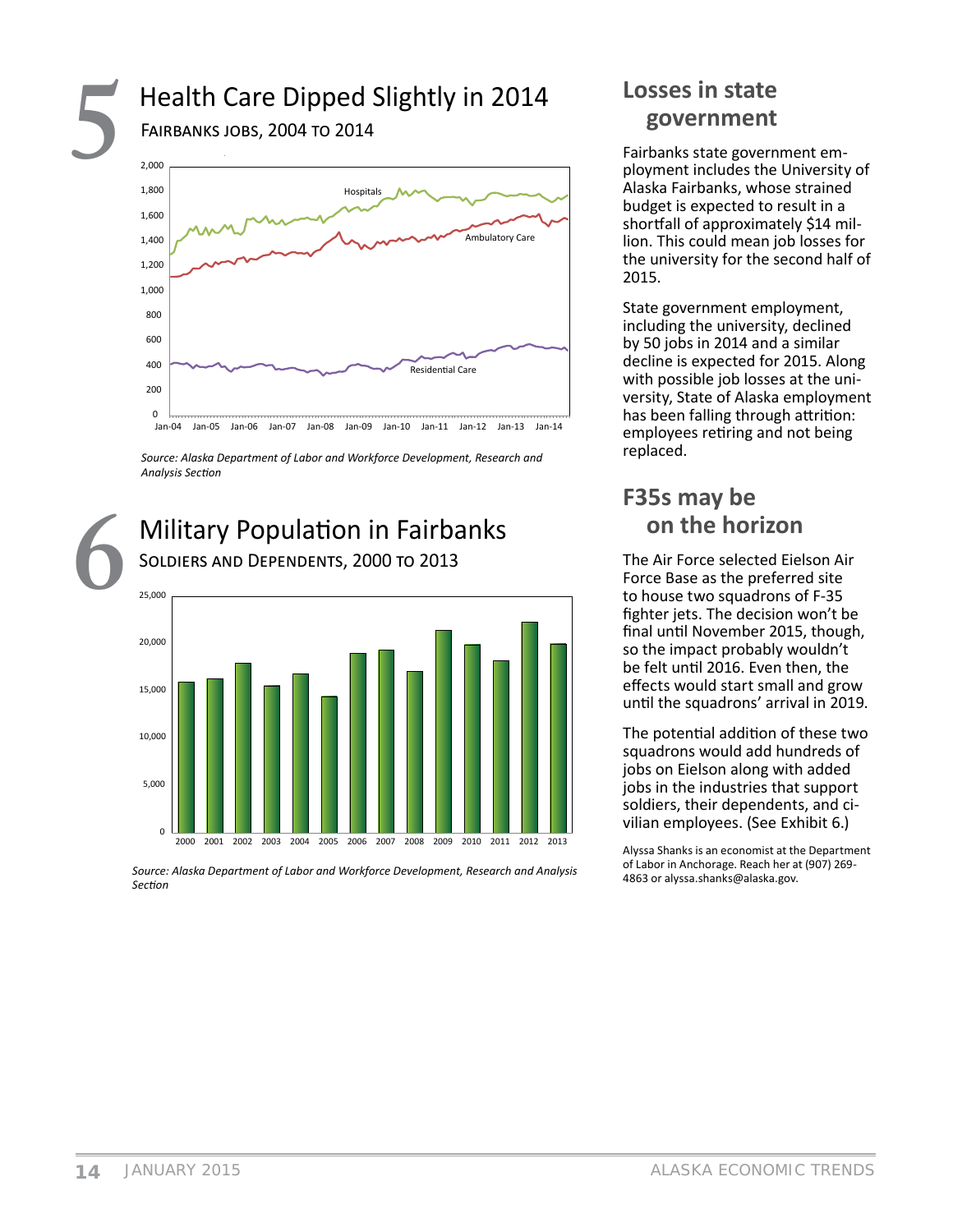## 5 Health Care Dipped Slightly in 2014

FAIRBANKS JOBS, 2004 TO 2014

Source: Alaska Department of Labor and Workforce Development, Research and Analysis Section

## 6 Military Population in Fairbanks

SOLDIERS AND DEPENDENTS, 2000 TO 2013

Source: Alaska Department of Labor and Workforce Development, Research and Analysis Section

## Losses in state government

Fairbanks state government employment includes the University of Alaska Fairbanks, whose strained budget is expected to result in a shortfall of approximately $14 million. This could mean job losses for the university for the second half of 2015.

State government employment, including the university, declined by 50 jobs in 2014 and a similar decline is expected for 2015. Along with possible job losses at the university, State of Alaska employment has been falling through attrition: employees retiring and not being replaced.

## F35s may be on the horizon

The Air Force selected Eielson Air Force Base as the preferred site to house two squadrons of F-35 fighter jets. The decision won't be final until November 2015, though, so the impact probably wouldn't be felt until 2016. Even then, the effects would start small and grow until the squadrons' arrival in 2019.

The potential addition of these two squadrons would add hundreds of jobs on Eielson along with added jobs in the industries that support soldiers, their dependents, and civilian employees. (See Exhibit 6.)

Alyssa Shanks is an economist at the Department of Labor in Anchorage. Reach her at (907) 269-4863 or alyssa.shanks@alaska.gov.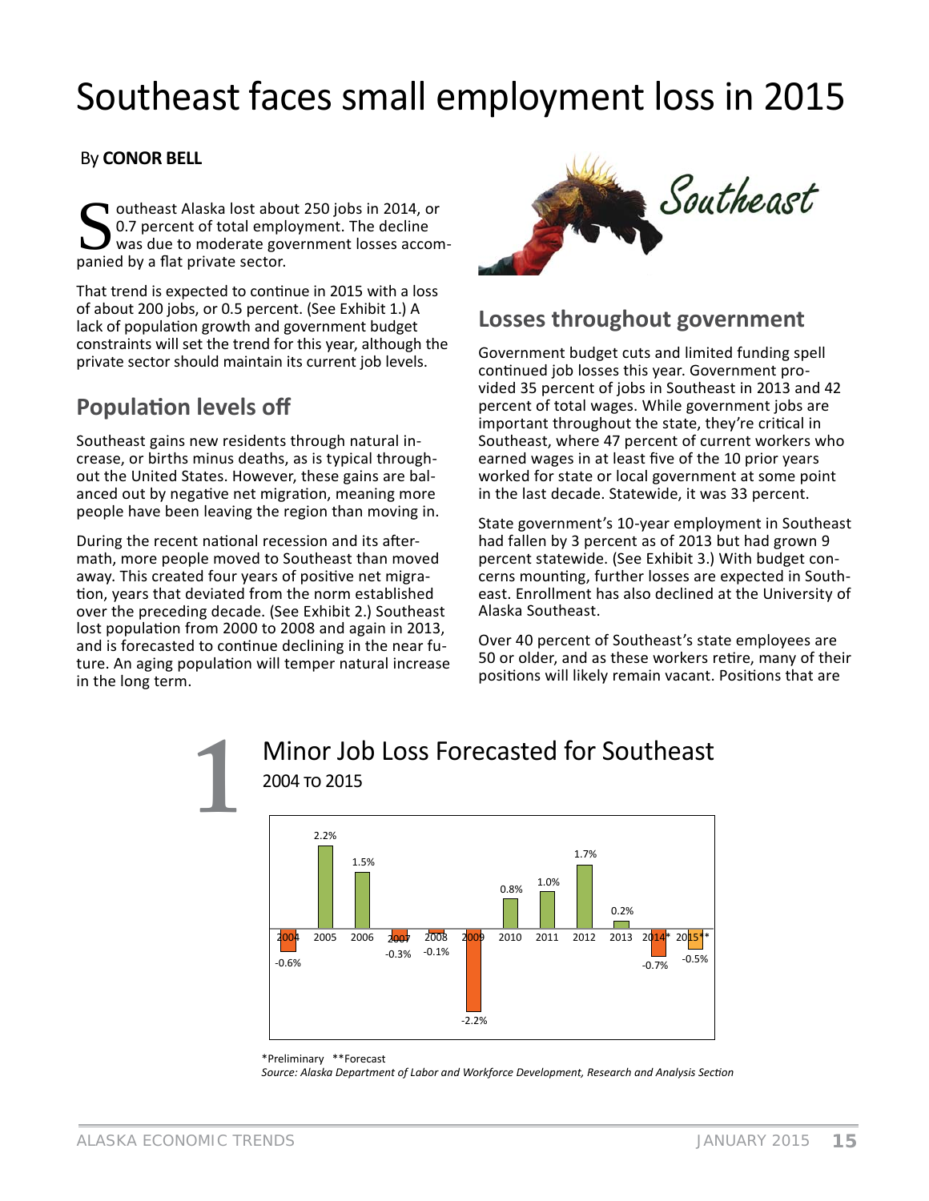# Southeast faces small employment loss in 2015

By **CONOR BELL**

Southeast Alaska lost about 250 jobs in 2014, or 0.7 percent of total employment. The decline was due to moderate government losses accompanied by a flat private sector.

That trend is expected to continue in 2015 with a loss of about 200 jobs, or 0.5 percent. (See Exhibit 1.) A lack of population growth and government budget constraints will set the trend for this year, although the private sector should maintain its current job levels.

## Population levels off

Southeast gains new residents through natural increase, or births minus deaths, as is typical throughout the United States. However, these gains are balanced out by negative net migration, meaning more people have been leaving the region than moving in.

During the recent national recession and its aftermath, more people moved to Southeast than moved away. This created four years of positive net migration, years that deviated from the norm established over the preceding decade. (See Exhibit 2.) Southeast lost population from 2000 to 2008 and again in 2013, and is forecasted to continue declining in the near future. An aging population will temper natural increase in the long term.

## Losses throughout government

Government budget cuts and limited funding spell continued job losses this year. Government provided 35 percent of jobs in Southeast in 2013 and 42 percent of total wages. While government jobs are important throughout the state, they're critical in Southeast, where 47 percent of current workers who earned wages in at least five of the 10 prior years worked for state or local government at some point in the last decade. Statewide, it was 33 percent.

State government's 10-year employment in Southeast had fallen by 3 percent as of 2013 but had grown 9 percent statewide. (See Exhibit 3.) With budget concerns mounting, further losses are expected in Southeast. Enrollment has also declined at the University of Alaska Southeast.

Over 40 percent of Southeast's state employees are 50 or older, and as these workers retire, many of their positions will likely remain vacant. Positions that are

### 1 Minor Job Loss Forecasted for Southeast
2004 to 2015

| Year | Percent change |
|---|---|
| 2004 | -0.6% |
| 2005 | 2.2% |
| 2006 | 1.5% |
| 2007 | -0.3% |
| 2008 | -0.1% |
| 2009 | -2.2% |
| 2010 | 0.8% |
| 2011 | 1.0% |
| 2012 | 1.7% |
| 2013 | 0.2% |
| 2014* | -0.7% |
| 2015** | -0.5% |

*Preliminary **Forecast

*Source: Alaska Department of Labor and Workforce Development, Research and Analysis Section*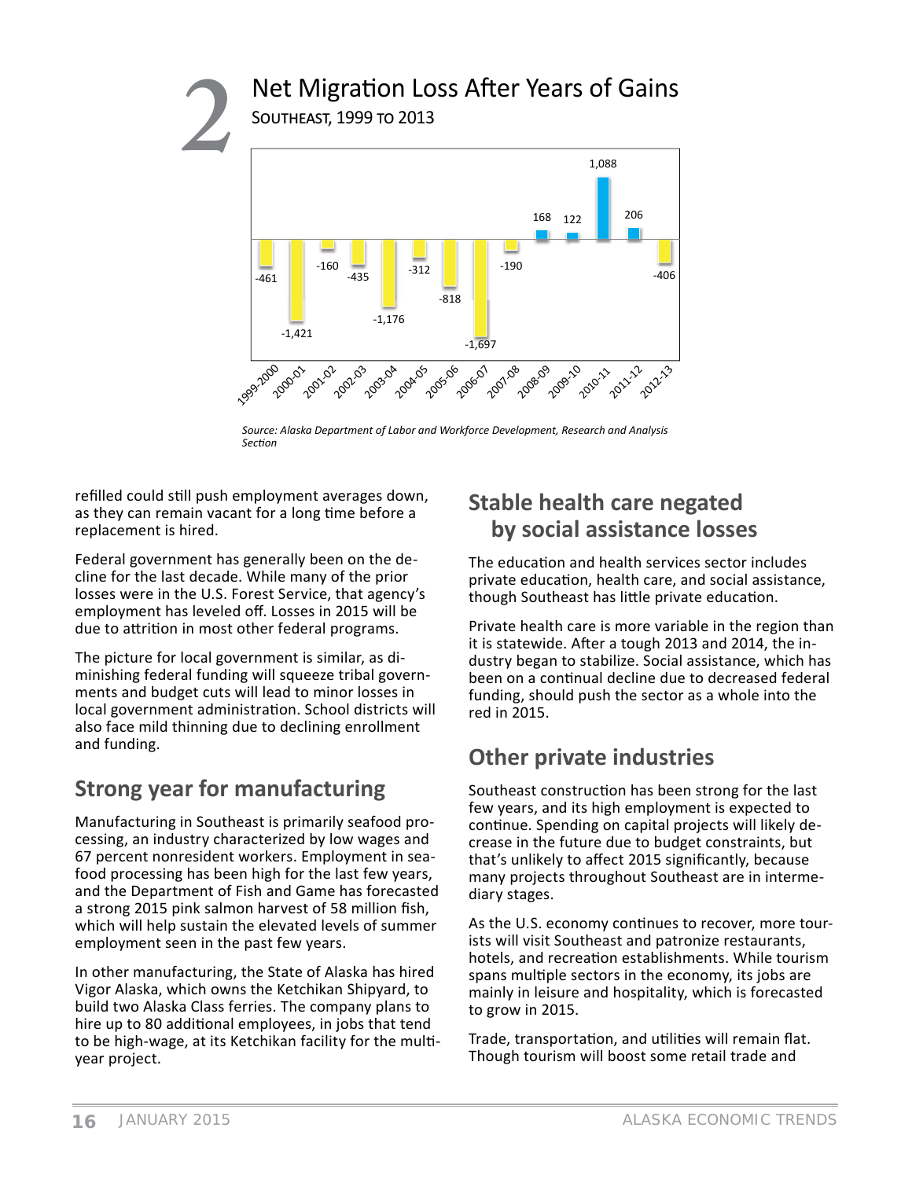## 2 Net Migration Loss After Years of Gains

Southeast, 1999 to 2013

| Year | Net migration |
| --- | --- |
| 1999-2000 | -461 |
| 2000-01 | -1,421 |
| 2001-02 | -160 |
| 2002-03 | -435 |
| 2003-04 | -1,176 |
| 2004-05 | -312 |
| 2005-06 | -818 |
| 2006-07 | -1,697 |
| 2007-08 | -190 |
| 2008-09 | 168 |
| 2009-10 | 122 |
| 2010-11 | 1,088 |
| 2011-12 | 206 |
| 2012-13 | -406 |

*Source: Alaska Department of Labor and Workforce Development, Research and Analysis Section*

refilled could still push employment averages down, as they can remain vacant for a long time before a replacement is hired.

Federal government has generally been on the decline for the last decade. While many of the prior losses were in the U.S. Forest Service, that agency's employment has leveled off. Losses in 2015 will be due to attrition in most other federal programs.

The picture for local government is similar, as diminishing federal funding will squeeze tribal governments and budget cuts will lead to minor losses in local government administration. School districts will also face mild thinning due to declining enrollment and funding.

## Strong year for manufacturing

Manufacturing in Southeast is primarily seafood processing, an industry characterized by low wages and 67 percent nonresident workers. Employment in seafood processing has been high for the last few years, and the Department of Fish and Game has forecasted a strong 2015 pink salmon harvest of 58 million fish, which will help sustain the elevated levels of summer employment seen in the past few years.

In other manufacturing, the State of Alaska has hired Vigor Alaska, which owns the Ketchikan Shipyard, to build two Alaska Class ferries. The company plans to hire up to 80 additional employees, in jobs that tend to be high-wage, at its Ketchikan facility for the multi-year project.

## Stable health care negated by social assistance losses

The education and health services sector includes private education, health care, and social assistance, though Southeast has little private education.

Private health care is more variable in the region than it is statewide. After a tough 2013 and 2014, the industry began to stabilize. Social assistance, which has been on a continual decline due to decreased federal funding, should push the sector as a whole into the red in 2015.

## Other private industries

Southeast construction has been strong for the last few years, and its high employment is expected to continue. Spending on capital projects will likely decrease in the future due to budget constraints, but that's unlikely to affect 2015 significantly, because many projects throughout Southeast are in intermediary stages.

As the U.S. economy continues to recover, more tourists will visit Southeast and patronize restaurants, hotels, and recreation establishments. While tourism spans multiple sectors in the economy, its jobs are mainly in leisure and hospitality, which is forecasted to grow in 2015.

Trade, transportation, and utilities will remain flat. Though tourism will boost some retail trade and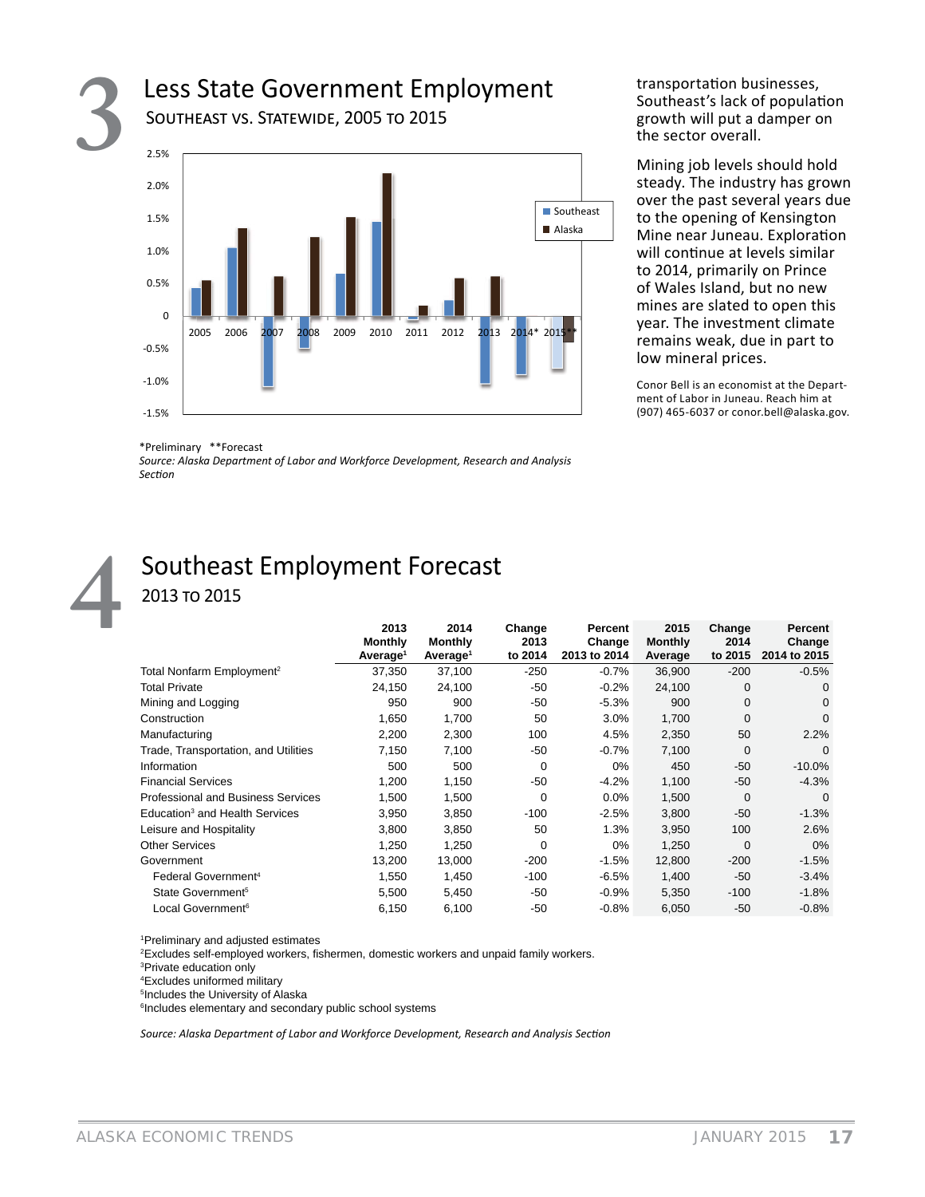## 3 Less State Government Employment

### Southeast vs. Statewide, 2005 to 2015

*Preliminary **Forecast

*Source: Alaska Department of Labor and Workforce Development, Research and Analysis Section*

transportation businesses, Southeast's lack of population growth will put a damper on the sector overall.

Mining job levels should hold steady. The industry has grown over the past several years due to the opening of Kensington Mine near Juneau. Exploration will continue at levels similar to 2014, primarily on Prince of Wales Island, but no new mines are slated to open this year. The investment climate remains weak, due in part to low mineral prices.

Conor Bell is an economist at the Department of Labor in Juneau. Reach him at (907) 465-6037 or conor.bell@alaska.gov.

## 4 Southeast Employment Forecast

### 2013 to 2015

| | 2013 Monthly Average[1] | 2014 Monthly Average[1] | Change 2013 to 2014 | Percent Change 2013 to 2014 | 2015 Monthly Average | Change 2014 to 2015 | Percent Change 2014 to 2015 |
|---|---|---|---|---|---|---|---|
| Total Nonfarm Employment[2] | 37,350 | 37,100 | -250 | -0.7% | 36,900 | -200 | -0.5% |
| Total Private | 24,150 | 24,100 | -50 | -0.2% | 24,100 | 0 | 0 |
| Mining and Logging | 950 | 900 | -50 | -5.3% | 900 | 0 | 0 |
| Construction | 1,650 | 1,700 | 50 | 3.0% | 1,700 | 0 | 0 |
| Manufacturing | 2,200 | 2,300 | 100 | 4.5% | 2,350 | 50 | 2.2% |
| Trade, Transportation, and Utilities | 7,150 | 7,100 | -50 | -0.7% | 7,100 | 0 | 0 |
| Information | 500 | 500 | 0 | 0% | 450 | -50 | -10.0% |
| Financial Services | 1,200 | 1,150 | -50 | -4.2% | 1,100 | -50 | -4.3% |
| Professional and Business Services | 1,500 | 1,500 | 0 | 0.0% | 1,500 | 0 | 0 |
| Education[3] and Health Services | 3,950 | 3,850 | -100 | -2.5% | 3,800 | -50 | -1.3% |
| Leisure and Hospitality | 3,800 | 3,850 | 50 | 1.3% | 3,950 | 100 | 2.6% |
| Other Services | 1,250 | 1,250 | 0 | 0% | 1,250 | 0 | 0% |
| Government | 13,200 | 13,000 | -200 | -1.5% | 12,800 | -200 | -1.5% |
| Federal Government[4] | 1,550 | 1,450 | -100 | -6.5% | 1,400 | -50 | -3.4% |
| State Government[5] | 5,500 | 5,450 | -50 | -0.9% | 5,350 | -100 | -1.8% |
| Local Government[6] | 6,150 | 6,100 | -50 | -0.8% | 6,050 | -50 | -0.8% |

[1]Preliminary and adjusted estimates
[2]Excludes self-employed workers, fishermen, domestic workers and unpaid family workers.
[3]Private education only
[4]Excludes uniformed military
[5]Includes the University of Alaska
[6]Includes elementary and secondary public school systems

*Source: Alaska Department of Labor and Workforce Development, Research and Analysis Section*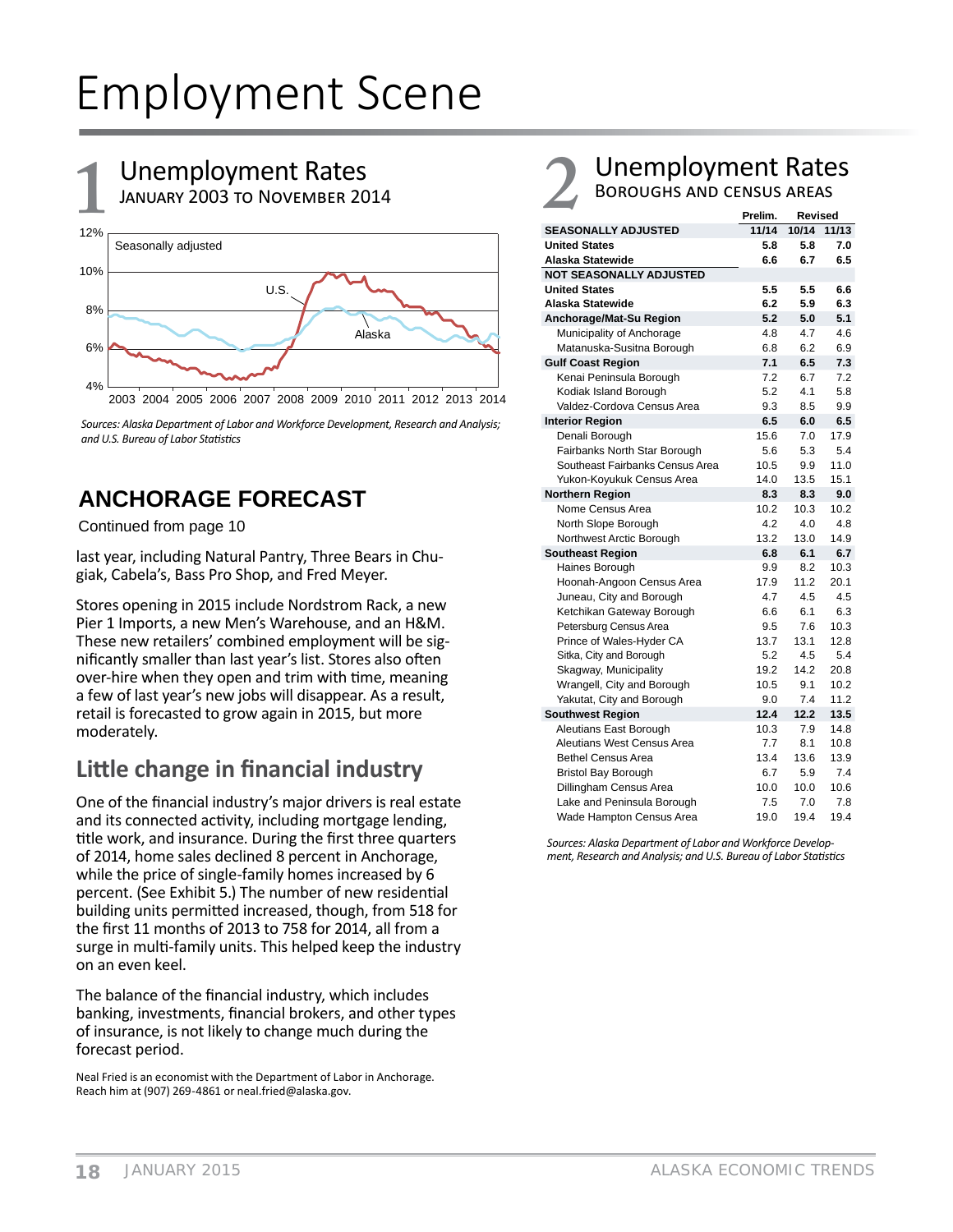# Employment Scene

## 1 Unemployment Rates
### January 2003 to November 2014

Seasonally adjusted

*Sources: Alaska Department of Labor and Workforce Development, Research and Analysis; and U.S. Bureau of Labor Statistics*

## ANCHORAGE FORECAST

Continued from page 10

last year, including Natural Pantry, Three Bears in Chugiak, Cabela's, Bass Pro Shop, and Fred Meyer.

Stores opening in 2015 include Nordstrom Rack, a new Pier 1 Imports, a new Men's Warehouse, and an H&M. These new retailers' combined employment will be significantly smaller than last year's list. Stores also often over-hire when they open and trim with time, meaning a few of last year's new jobs will disappear. As a result, retail is forecasted to grow again in 2015, but more moderately.

### Little change in financial industry

One of the financial industry's major drivers is real estate and its connected activity, including mortgage lending, title work, and insurance. During the first three quarters of 2014, home sales declined 8 percent in Anchorage, while the price of single-family homes increased by 6 percent. (See Exhibit 5.) The number of new residential building units permitted increased, though, from 518 for the first 11 months of 2013 to 758 for 2014, all from a surge in multi-family units. This helped keep the industry on an even keel.

The balance of the financial industry, which includes banking, investments, financial brokers, and other types of insurance, is not likely to change much during the forecast period.

Neal Fried is an economist with the Department of Labor in Anchorage. Reach him at (907) 269-4861 or neal.fried@alaska.gov.

## 2 Unemployment Rates
### Boroughs and Census Areas

| | Prelim. | Revised | |
|---|---|---|---|
| **SEASONALLY ADJUSTED** | **11/14** | **10/14** | **11/13** |
| **United States** | **5.8** | **5.8** | **7.0** |
| **Alaska Statewide** | **6.6** | **6.7** | **6.5** |
| **NOT SEASONALLY ADJUSTED** | | | |
| **United States** | **5.5** | **5.5** | **6.6** |
| **Alaska Statewide** | **6.2** | **5.9** | **6.3** |
| **Anchorage/Mat-Su Region** | **5.2** | **5.0** | **5.1** |
| Municipality of Anchorage | 4.8 | 4.7 | 4.6 |
| Matanuska-Susitna Borough | 6.8 | 6.2 | 6.9 |
| **Gulf Coast Region** | **7.1** | **6.5** | **7.3** |
| Kenai Peninsula Borough | 7.2 | 6.7 | 7.2 |
| Kodiak Island Borough | 5.2 | 4.1 | 5.8 |
| Valdez-Cordova Census Area | 9.3 | 8.5 | 9.9 |
| **Interior Region** | **6.5** | **6.0** | **6.5** |
| Denali Borough | 15.6 | 7.0 | 17.9 |
| Fairbanks North Star Borough | 5.6 | 5.3 | 5.4 |
| Southeast Fairbanks Census Area | 10.5 | 9.9 | 11.0 |
| Yukon-Koyukuk Census Area | 14.0 | 13.5 | 15.1 |
| **Northern Region** | **8.3** | **8.3** | **9.0** |
| Nome Census Area | 10.2 | 10.3 | 10.2 |
| North Slope Borough | 4.2 | 4.0 | 4.8 |
| Northwest Arctic Borough | 13.2 | 13.0 | 14.9 |
| **Southeast Region** | **6.8** | **6.1** | **6.7** |
| Haines Borough | 9.9 | 8.2 | 10.3 |
| Hoonah-Angoon Census Area | 17.9 | 11.2 | 20.1 |
| Juneau, City and Borough | 4.7 | 4.5 | 4.5 |
| Ketchikan Gateway Borough | 6.6 | 6.1 | 6.3 |
| Petersburg Census Area | 9.5 | 7.6 | 10.3 |
| Prince of Wales-Hyder CA | 13.7 | 13.1 | 12.8 |
| Sitka, City and Borough | 5.2 | 4.5 | 5.4 |
| Skagway, Municipality | 19.2 | 14.2 | 20.8 |
| Wrangell, City and Borough | 10.5 | 9.1 | 10.2 |
| Yakutat, City and Borough | 9.0 | 7.4 | 11.2 |
| **Southwest Region** | **12.4** | **12.2** | **13.5** |
| Aleutians East Borough | 10.3 | 7.9 | 14.8 |
| Aleutians West Census Area | 7.7 | 8.1 | 10.8 |
| Bethel Census Area | 13.4 | 13.6 | 13.9 |
| Bristol Bay Borough | 6.7 | 5.9 | 7.4 |
| Dillingham Census Area | 10.0 | 10.0 | 10.6 |
| Lake and Peninsula Borough | 7.5 | 7.0 | 7.8 |
| Wade Hampton Census Area | 19.0 | 19.4 | 19.4 |

*Sources: Alaska Department of Labor and Workforce Development, Research and Analysis; and U.S. Bureau of Labor Statistics*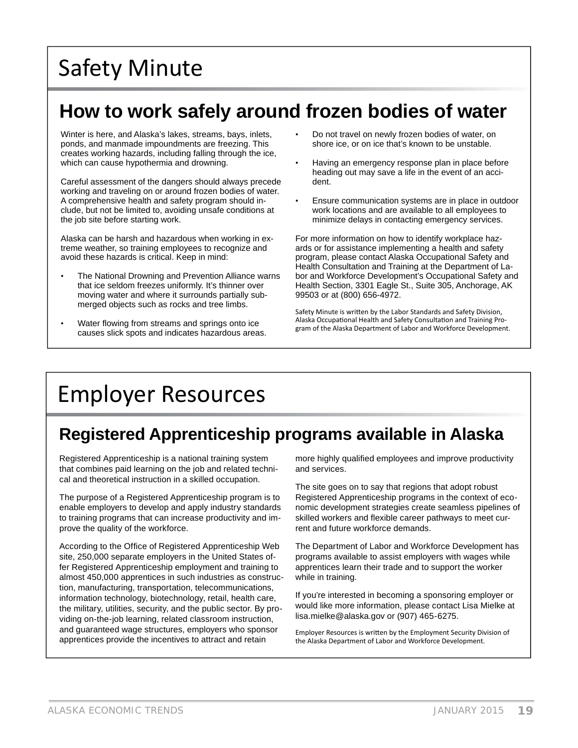# Safety Minute

## How to work safely around frozen bodies of water

Winter is here, and Alaska's lakes, streams, bays, inlets, ponds, and manmade impoundments are freezing. This creates working hazards, including falling through the ice, which can cause hypothermia and drowning.

Careful assessment of the dangers should always precede working and traveling on or around frozen bodies of water. A comprehensive health and safety program should include, but not be limited to, avoiding unsafe conditions at the job site before starting work.

Alaska can be harsh and hazardous when working in extreme weather, so training employees to recognize and avoid these hazards is critical. Keep in mind:

- The National Drowning and Prevention Alliance warns that ice seldom freezes uniformly. It's thinner over moving water and where it surrounds partially submerged objects such as rocks and tree limbs.
- Water flowing from streams and springs onto ice causes slick spots and indicates hazardous areas.
- Do not travel on newly frozen bodies of water, on shore ice, or on ice that's known to be unstable.
- Having an emergency response plan in place before heading out may save a life in the event of an accident.
- Ensure communication systems are in place in outdoor work locations and are available to all employees to minimize delays in contacting emergency services.

For more information on how to identify workplace hazards or for assistance implementing a health and safety program, please contact Alaska Occupational Safety and Health Consultation and Training at the Department of Labor and Workforce Development's Occupational Safety and Health Section, 3301 Eagle St., Suite 305, Anchorage, AK 99503 or at (800) 656-4972.

Safety Minute is written by the Labor Standards and Safety Division, Alaska Occupational Health and Safety Consultation and Training Program of the Alaska Department of Labor and Workforce Development.

# Employer Resources

## Registered Apprenticeship programs available in Alaska

Registered Apprenticeship is a national training system that combines paid learning on the job and related technical and theoretical instruction in a skilled occupation.

The purpose of a Registered Apprenticeship program is to enable employers to develop and apply industry standards to training programs that can increase productivity and improve the quality of the workforce.

According to the Office of Registered Apprenticeship Web site, 250,000 separate employers in the United States offer Registered Apprenticeship employment and training to almost 450,000 apprentices in such industries as construction, manufacturing, transportation, telecommunications, information technology, biotechnology, retail, health care, the military, utilities, security, and the public sector. By providing on-the-job learning, related classroom instruction, and guaranteed wage structures, employers who sponsor apprentices provide the incentives to attract and retain more highly qualified employees and improve productivity and services.

The site goes on to say that regions that adopt robust Registered Apprenticeship programs in the context of economic development strategies create seamless pipelines of skilled workers and flexible career pathways to meet current and future workforce demands.

The Department of Labor and Workforce Development has programs available to assist employers with wages while apprentices learn their trade and to support the worker while in training.

If you're interested in becoming a sponsoring employer or would like more information, please contact Lisa Mielke at lisa.mielke@alaska.gov or (907) 465-6275.

Employer Resources is written by the Employment Security Division of the Alaska Department of Labor and Workforce Development.